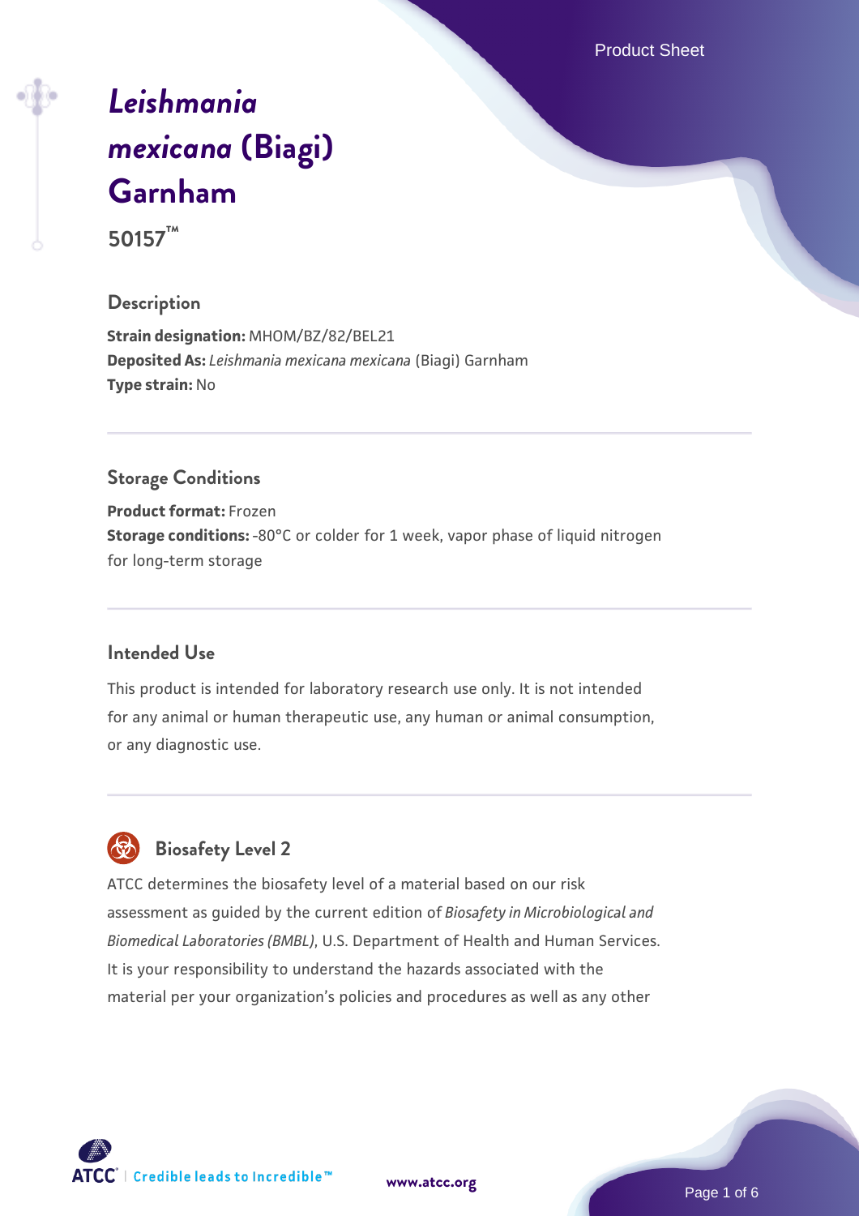# *Leishmania mexicana* (Biagi) Garnham

**50157™**

## Description

**Strain designation:** MHOM/BZ/82/BEL21
**Deposited As:** *Leishmania mexicana mexicana* (Biagi) Garnham
**Type strain:** No

## Storage Conditions

**Product format:** Frozen
**Storage conditions:** -80°C or colder for 1 week, vapor phase of liquid nitrogen for long-term storage

## Intended Use

This product is intended for laboratory research use only. It is not intended for any animal or human therapeutic use, any human or animal consumption, or any diagnostic use.

## Biosafety Level 2

ATCC determines the biosafety level of a material based on our risk assessment as guided by the current edition of *Biosafety in Microbiological and Biomedical Laboratories (BMBL)*, U.S. Department of Health and Human Services. It is your responsibility to understand the hazards associated with the material per your organization's policies and procedures as well as any other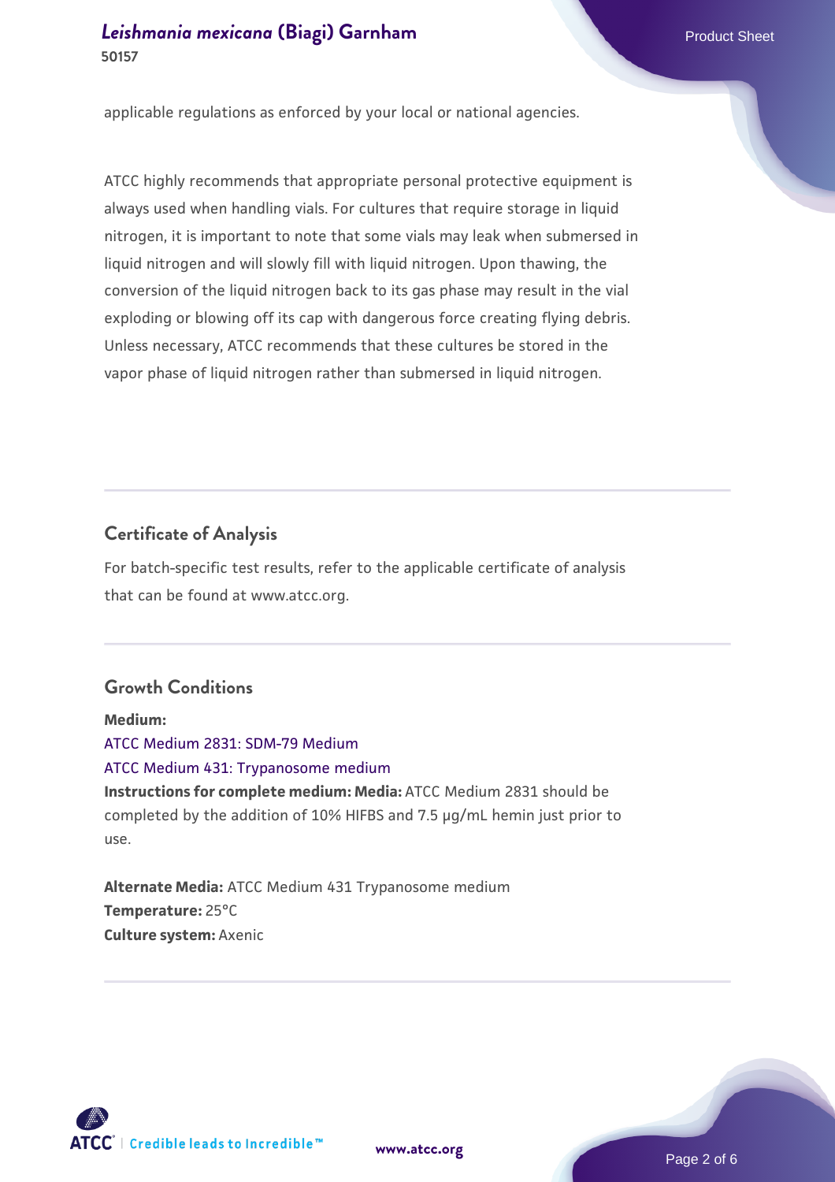applicable regulations as enforced by your local or national agencies.

ATCC highly recommends that appropriate personal protective equipment is always used when handling vials. For cultures that require storage in liquid nitrogen, it is important to note that some vials may leak when submersed in liquid nitrogen and will slowly fill with liquid nitrogen. Upon thawing, the conversion of the liquid nitrogen back to its gas phase may result in the vial exploding or blowing off its cap with dangerous force creating flying debris. Unless necessary, ATCC recommends that these cultures be stored in the vapor phase of liquid nitrogen rather than submersed in liquid nitrogen.

## Certificate of Analysis

For batch-specific test results, refer to the applicable certificate of analysis that can be found at www.atcc.org.

## Growth Conditions

**Medium:**
ATCC Medium 2831: SDM-79 Medium
ATCC Medium 431: Trypanosome medium
**Instructions for complete medium: Media:** ATCC Medium 2831 should be completed by the addition of 10% HIFBS and 7.5 µg/mL hemin just prior to use.

**Alternate Media:** ATCC Medium 431 Trypanosome medium
**Temperature:** 25°C
**Culture system:** Axenic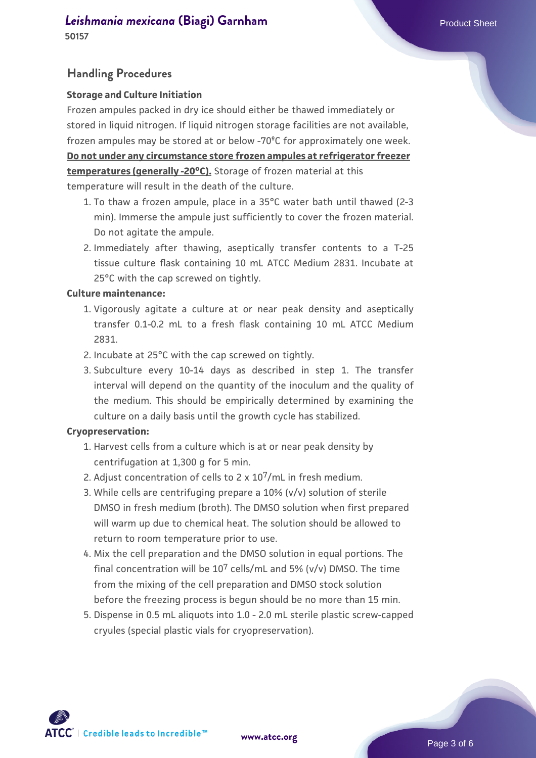## Handling Procedures

**Storage and Culture Initiation**

Frozen ampules packed in dry ice should either be thawed immediately or stored in liquid nitrogen. If liquid nitrogen storage facilities are not available, frozen ampules may be stored at or below -70°C for approximately one week. **Do not under any circumstance store frozen ampules at refrigerator freezer temperatures (generally -20°C).** Storage of frozen material at this temperature will result in the death of the culture.

1. To thaw a frozen ampule, place in a 35°C water bath until thawed (2-3 min). Immerse the ampule just sufficiently to cover the frozen material. Do not agitate the ampule.
2. Immediately after thawing, aseptically transfer contents to a T-25 tissue culture flask containing 10 mL ATCC Medium 2831. Incubate at 25°C with the cap screwed on tightly.

**Culture maintenance:**

1. Vigorously agitate a culture at or near peak density and aseptically transfer 0.1-0.2 mL to a fresh flask containing 10 mL ATCC Medium 2831.
2. Incubate at 25°C with the cap screwed on tightly.
3. Subculture every 10-14 days as described in step 1. The transfer interval will depend on the quantity of the inoculum and the quality of the medium. This should be empirically determined by examining the culture on a daily basis until the growth cycle has stabilized.

**Cryopreservation:**

1. Harvest cells from a culture which is at or near peak density by centrifugation at 1,300 g for 5 min.
2. Adjust concentration of cells to 2 x $10^7$/mL in fresh medium.
3. While cells are centrifuging prepare a 10% (v/v) solution of sterile DMSO in fresh medium (broth). The DMSO solution when first prepared will warm up due to chemical heat. The solution should be allowed to return to room temperature prior to use.
4. Mix the cell preparation and the DMSO solution in equal portions. The final concentration will be $10^7$ cells/mL and 5% (v/v) DMSO. The time from the mixing of the cell preparation and DMSO stock solution before the freezing process is begun should be no more than 15 min.
5. Dispense in 0.5 mL aliquots into 1.0 - 2.0 mL sterile plastic screw-capped cryules (special plastic vials for cryopreservation).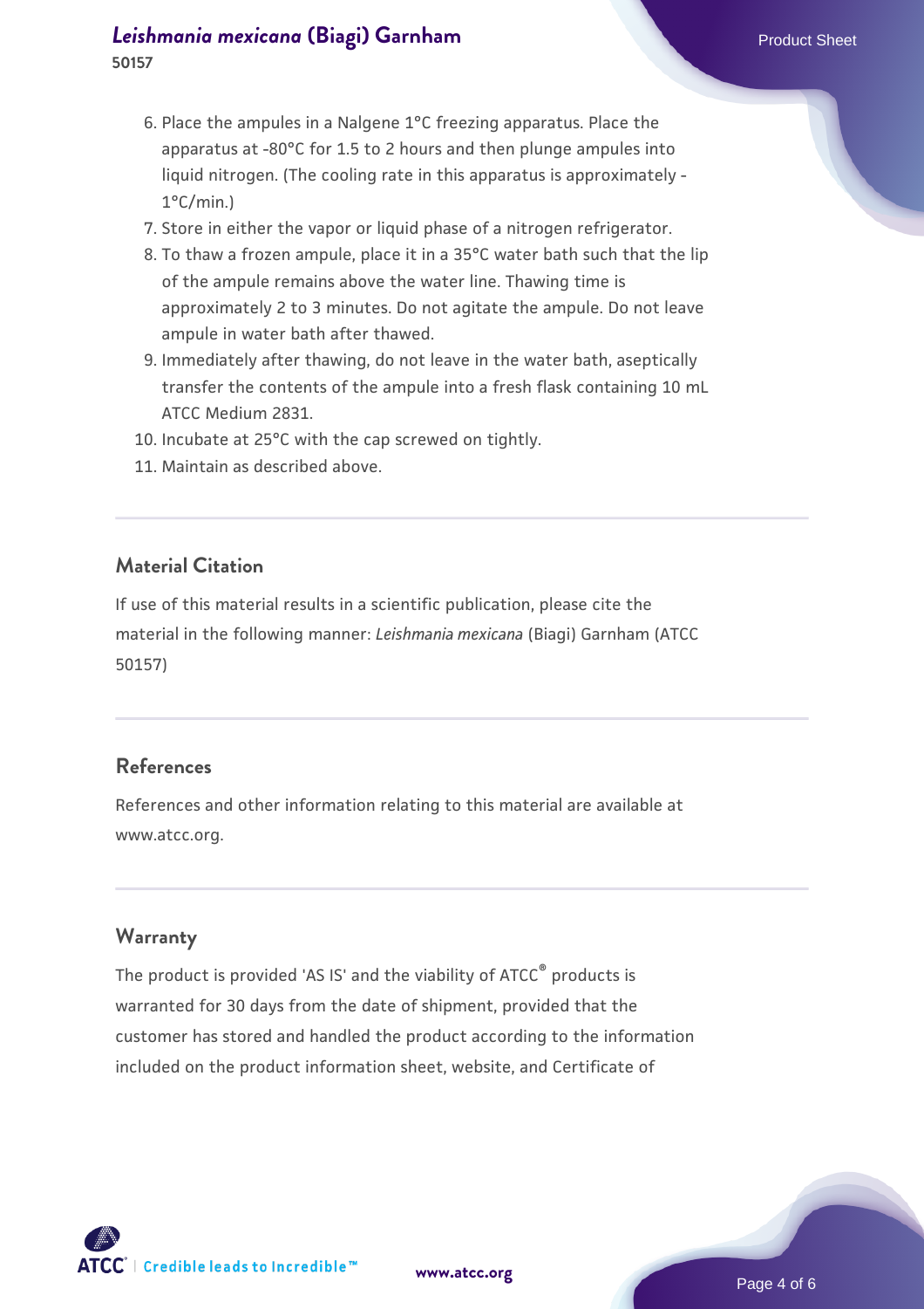6. Place the ampules in a Nalgene 1°C freezing apparatus. Place the apparatus at -80°C for 1.5 to 2 hours and then plunge ampules into liquid nitrogen. (The cooling rate in this apparatus is approximately -1°C/min.)
7. Store in either the vapor or liquid phase of a nitrogen refrigerator.
8. To thaw a frozen ampule, place it in a 35°C water bath such that the lip of the ampule remains above the water line. Thawing time is approximately 2 to 3 minutes. Do not agitate the ampule. Do not leave ampule in water bath after thawed.
9. Immediately after thawing, do not leave in the water bath, aseptically transfer the contents of the ampule into a fresh flask containing 10 mL ATCC Medium 2831.
10. Incubate at 25°C with the cap screwed on tightly.
11. Maintain as described above.

## Material Citation

If use of this material results in a scientific publication, please cite the material in the following manner: *Leishmania mexicana* (Biagi) Garnham (ATCC 50157)

## References

References and other information relating to this material are available at www.atcc.org.

## Warranty

The product is provided 'AS IS' and the viability of ATCC® products is warranted for 30 days from the date of shipment, provided that the customer has stored and handled the product according to the information included on the product information sheet, website, and Certificate of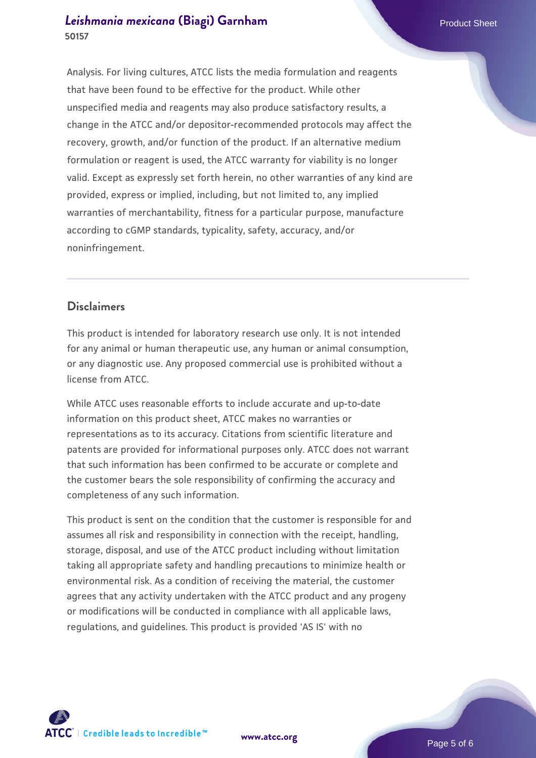Analysis. For living cultures, ATCC lists the media formulation and reagents that have been found to be effective for the product. While other unspecified media and reagents may also produce satisfactory results, a change in the ATCC and/or depositor-recommended protocols may affect the recovery, growth, and/or function of the product. If an alternative medium formulation or reagent is used, the ATCC warranty for viability is no longer valid. Except as expressly set forth herein, no other warranties of any kind are provided, express or implied, including, but not limited to, any implied warranties of merchantability, fitness for a particular purpose, manufacture according to cGMP standards, typicality, safety, accuracy, and/or noninfringement.

## Disclaimers

This product is intended for laboratory research use only. It is not intended for any animal or human therapeutic use, any human or animal consumption, or any diagnostic use. Any proposed commercial use is prohibited without a license from ATCC.

While ATCC uses reasonable efforts to include accurate and up-to-date information on this product sheet, ATCC makes no warranties or representations as to its accuracy. Citations from scientific literature and patents are provided for informational purposes only. ATCC does not warrant that such information has been confirmed to be accurate or complete and the customer bears the sole responsibility of confirming the accuracy and completeness of any such information.

This product is sent on the condition that the customer is responsible for and assumes all risk and responsibility in connection with the receipt, handling, storage, disposal, and use of the ATCC product including without limitation taking all appropriate safety and handling precautions to minimize health or environmental risk. As a condition of receiving the material, the customer agrees that any activity undertaken with the ATCC product and any progeny or modifications will be conducted in compliance with all applicable laws, regulations, and guidelines. This product is provided 'AS IS' with no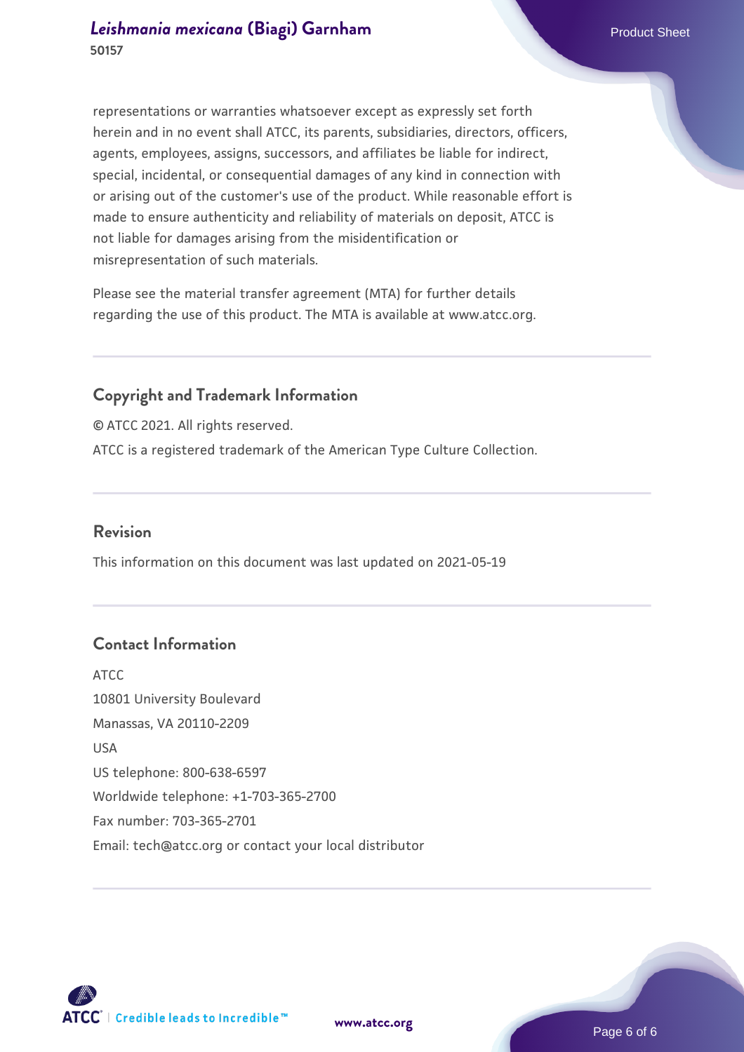representations or warranties whatsoever except as expressly set forth herein and in no event shall ATCC, its parents, subsidiaries, directors, officers, agents, employees, assigns, successors, and affiliates be liable for indirect, special, incidental, or consequential damages of any kind in connection with or arising out of the customer's use of the product. While reasonable effort is made to ensure authenticity and reliability of materials on deposit, ATCC is not liable for damages arising from the misidentification or misrepresentation of such materials.

Please see the material transfer agreement (MTA) for further details regarding the use of this product. The MTA is available at www.atcc.org.

## Copyright and Trademark Information

© ATCC 2021. All rights reserved.

ATCC is a registered trademark of the American Type Culture Collection.

## Revision

This information on this document was last updated on 2021-05-19

## Contact Information

ATCC
10801 University Boulevard
Manassas, VA 20110-2209
USA
US telephone: 800-638-6597
Worldwide telephone: +1-703-365-2700
Fax number: 703-365-2701
Email: tech@atcc.org or contact your local distributor